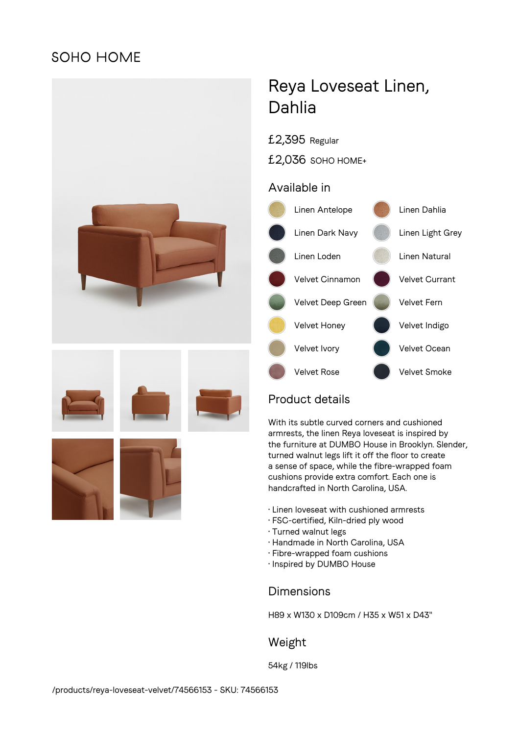SOHO HOME

# Reya Loveseat Linen, Dahlia

£2,395 Regular

£2,036 SOHO HOME+

## Available in

- Linen Antelope
- Linen Dahlia
- Linen Dark Navy
- Linen Light Grey
- Linen Loden
- Linen Natural
- Velvet Cinnamon
- Velvet Currant
- Velvet Deep Green
- Velvet Fern
- Velvet Honey
- Velvet Indigo
- Velvet Ivory
- Velvet Ocean
- Velvet Rose
- Velvet Smoke

## Product details

With its subtle curved corners and cushioned armrests, the linen Reya loveseat is inspired by the furniture at DUMBO House in Brooklyn. Slender, turned walnut legs lift it off the floor to create a sense of space, while the fibre-wrapped foam cushions provide extra comfort. Each one is handcrafted in North Carolina, USA.

- Linen loveseat with cushioned armrests
- FSC-certified, Kiln-dried ply wood
- Turned walnut legs
- Handmade in North Carolina, USA
- Fibre-wrapped foam cushions
- Inspired by DUMBO House

## Dimensions

H89 x W130 x D109cm / H35 x W51 x D43"

## Weight

54kg / 119lbs

/products/reya-loveseat-velvet/74566153 - SKU: 74566153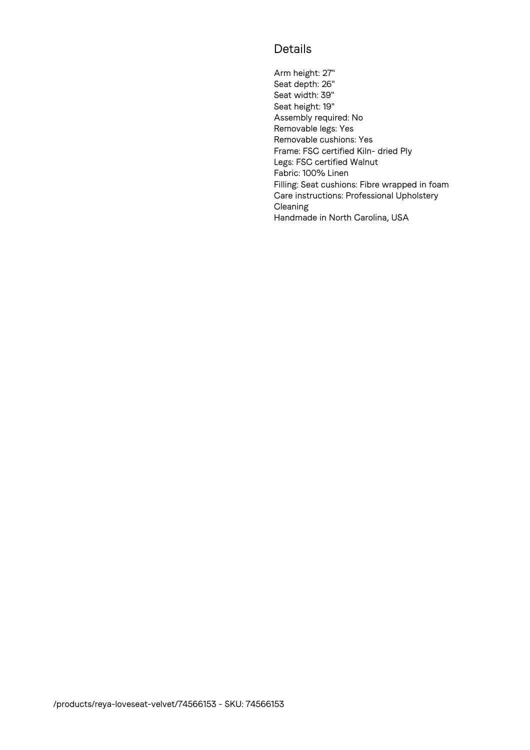## Details

Arm height: 27"
Seat depth: 26"
Seat width: 39"
Seat height: 19"
Assembly required: No
Removable legs: Yes
Removable cushions: Yes
Frame: FSC certified Kiln- dried Ply
Legs: FSC certified Walnut
Fabric: 100% Linen
Filling: Seat cushions: Fibre wrapped in foam
Care instructions: Professional Upholstery Cleaning
Handmade in North Carolina, USA

/products/reya-loveseat-velvet/74566153 - SKU: 74566153